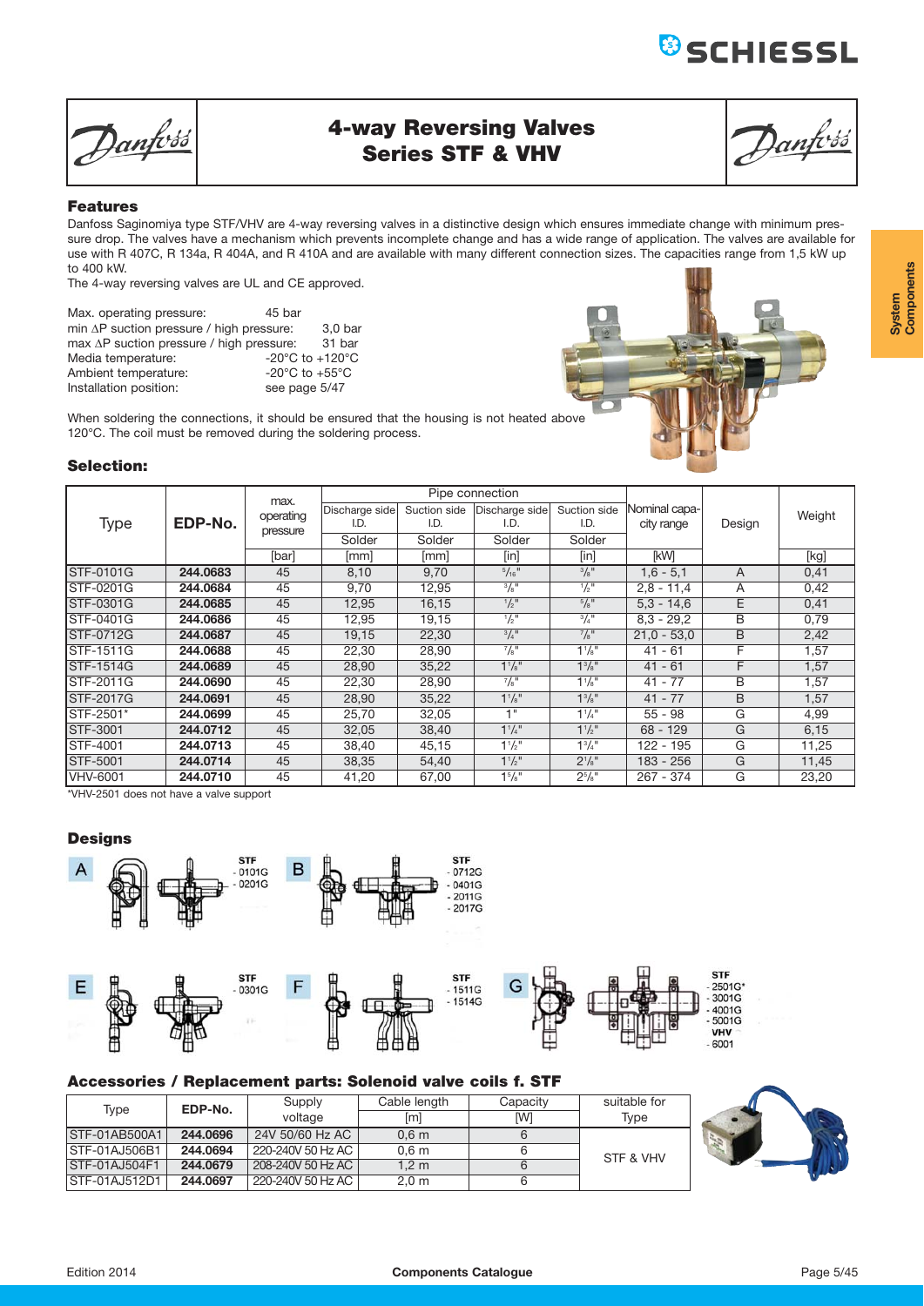# 4-way Reversing Valves Series STF & VHV

## Features

Danfoss Saginomiya type STF/VHV are 4-way reversing valves in a distinctive design which ensures immediate change with minimum pressure drop. The valves have a mechanism which prevents incomplete change and has a wide range of application. The valves are available for use with R 407C, R 134a, R 404A, and R 410A and are available with many different connection sizes. The capacities range from 1,5 kW up to 400 kW.

The 4-way reversing valves are UL and CE approved.

| | |
|---|---|
| Max. operating pressure: | 45 bar |
| min ΔP suction pressure / high pressure: | 3,0 bar |
| max ΔP suction pressure / high pressure: | 31 bar |
| Media temperature: | -20°C to +120°C |
| Ambient temperature: | -20°C to +55°C |
| Installation position: | see page 5/47 |

When soldering the connections, it should be ensured that the housing is not heated above 120°C. The coil must be removed during the soldering process.

## Selection:

| Type | EDP-No. | max. operating pressure | Pipe connection Discharge side I.D. Solder | Suction side I.D. Solder | Discharge side I.D. Solder | Suction side I.D. Solder | Nominal capacity range | Design | Weight |
|---|---|---|---|---|---|---|---|---|---|
| | | [bar] | [mm] | [mm] | [in] | [in] | [kW] | | [kg] |
| STF-0101G | 244.0683 | 45 | 8,10 | 9,70 | 5/16" | 3/8" | 1,6 - 5,1 | A | 0,41 |
| STF-0201G | 244.0684 | 45 | 9,70 | 12,95 | 3/8" | 1/2" | 2,8 - 11,4 | A | 0,42 |
| STF-0301G | 244.0685 | 45 | 12,95 | 16,15 | 1/2" | 5/8" | 5,3 - 14,6 | E | 0,41 |
| STF-0401G | 244.0686 | 45 | 12,95 | 19,15 | 1/2" | 3/4" | 8,3 - 29,2 | B | 0,79 |
| STF-0712G | 244.0687 | 45 | 19,15 | 22,30 | 3/4" | 7/8" | 21,0 - 53,0 | B | 2,42 |
| STF-1511G | 244.0688 | 45 | 22,30 | 28,90 | 7/8" | 1 1/8" | 41 - 61 | F | 1,57 |
| STF-1514G | 244.0689 | 45 | 28,90 | 35,22 | 1 1/8" | 1 3/8" | 41 - 61 | F | 1,57 |
| STF-2011G | 244.0690 | 45 | 22,30 | 28,90 | 7/8" | 1 1/8" | 41 - 77 | B | 1,57 |
| STF-2017G | 244.0691 | 45 | 28,90 | 35,22 | 1 1/8" | 1 3/8" | 41 - 77 | B | 1,57 |
| STF-2501* | 244.0699 | 45 | 25,70 | 32,05 | 1" | 1 1/4" | 55 - 98 | G | 4,99 |
| STF-3001 | 244.0712 | 45 | 32,05 | 38,40 | 1 1/4" | 1 1/2" | 68 - 129 | G | 6,15 |
| STF-4001 | 244.0713 | 45 | 38,40 | 45,15 | 1 1/2" | 1 3/4" | 122 - 195 | G | 11,25 |
| STF-5001 | 244.0714 | 45 | 38,35 | 54,40 | 1 1/2" | 2 1/8" | 183 - 256 | G | 11,45 |
| VHV-6001 | 244.0710 | 45 | 41,20 | 67,00 | 1 5/8" | 2 5/8" | 267 - 374 | G | 23,20 |

*VHV-2501 does not have a valve support

## Designs

A — STF - 0101G, - 0201G

B — STF - 0712G, - 0401G, - 2011G, - 2017G

E — STF - 0301G

F — STF - 1511G, - 1514G

G — STF - 2501G*, - 3001G, - 4001G, - 5001G; VHV - 6001

## Accessories / Replacement parts: Solenoid valve coils f. STF

| Type | EDP-No. | Supply voltage | Cable length [m] | Capacity [W] | suitable for Type |
|---|---|---|---|---|---|
| STF-01AB500A1 | 244.0696 | 24V 50/60 Hz AC | 0,6 m | 6 | STF & VHV |
| STF-01AJ506B1 | 244.0694 | 220-240V 50 Hz AC | 0,6 m | 6 | STF & VHV |
| STF-01AJ504F1 | 244.0679 | 208-240V 50 Hz AC | 1,2 m | 6 | STF & VHV |
| STF-01AJ512D1 | 244.0697 | 220-240V 50 Hz AC | 2,0 m | 6 | STF & VHV |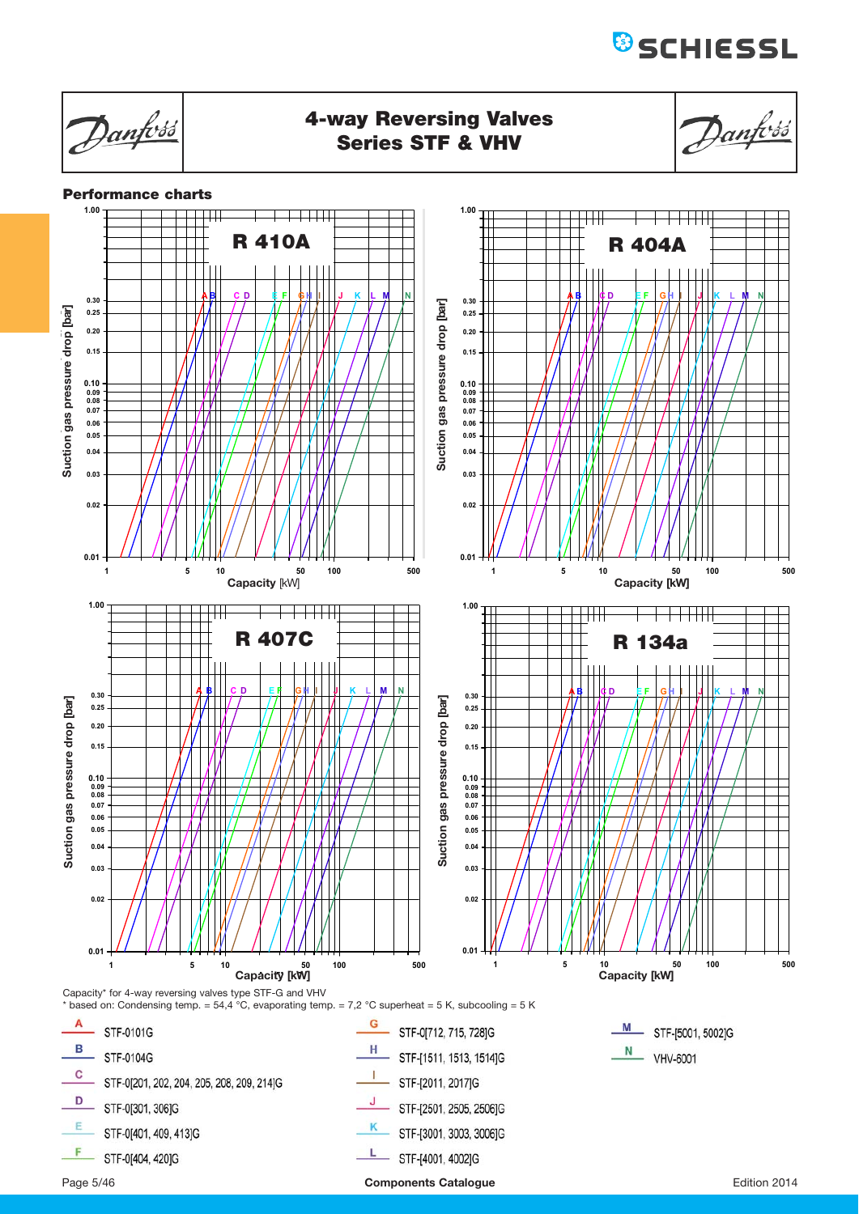# 4-way Reversing Valves Series STF & VHV

## Performance charts

**R 410A**

Suction gas pressure drop [bar] vs. Capacity [kW]

**R 404A**

Suction gas pressure drop [bar] vs. Capacity [kW]

**R 407C**

Suction gas pressure drop [bar] vs. Capacity [kW]

**R 134a**

Suction gas pressure drop [bar] vs. Capacity [kW]

Capacity* for 4-way reversing valves type STF-G and VHV

* based on: Condensing temp. = 54,4 °C, evaporating temp. = 7,2 °C superheat = 5 K, subcooling = 5 K

- A — STF-0101G
- B — STF-0104G
- C — STF-0[201, 202, 204, 205, 208, 209, 214]G
- D — STF-0[301, 306]G
- E — STF-0[401, 409, 413]G
- F — STF-0[404, 420]G
- G — STF-0[712, 715, 728]G
- H — STF-[1511, 1513, 1514]G
- I — STF-[2011, 2017]G
- J — STF-[2501, 2505, 2506]G
- K — STF-[3001, 3003, 3006]G
- L — STF-[4001, 4002]G
- M — STF-[5001, 5002]G
- N — VHV-6001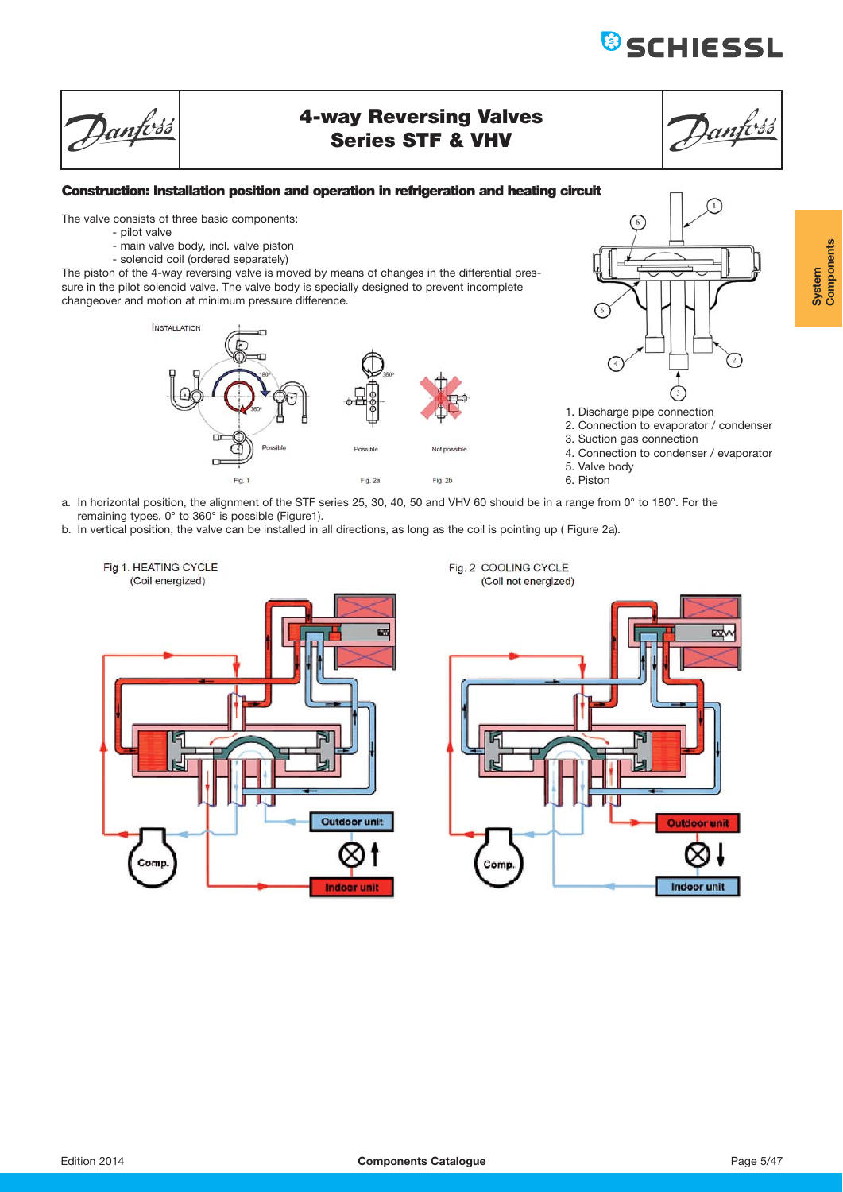# 4-way Reversing Valves Series STF & VHV

### Construction: Installation position and operation in refrigeration and heating circuit

The valve consists of three basic components:

- pilot valve
- main valve body, incl. valve piston
- solenoid coil (ordered separately)

The piston of the 4-way reversing valve is moved by means of changes in the differential pressure in the pilot solenoid valve. The valve body is specially designed to prevent incomplete changeover and motion at minimum pressure difference.

1. Discharge pipe connection
2. Connection to evaporator / condenser
3. Suction gas connection
4. Connection to condenser / evaporator
5. Valve body
6. Piston

a. In horizontal position, the alignment of the STF series 25, 30, 40, 50 and VHV 60 should be in a range from 0° to 180°. For the remaining types, 0° to 360° is possible (Figure1).

b. In vertical position, the valve can be installed in all directions, as long as the coil is pointing up ( Figure 2a).

Fig 1. HEATING CYCLE (Coil energized)

Fig. 2 COOLING CYCLE (Coil not energized)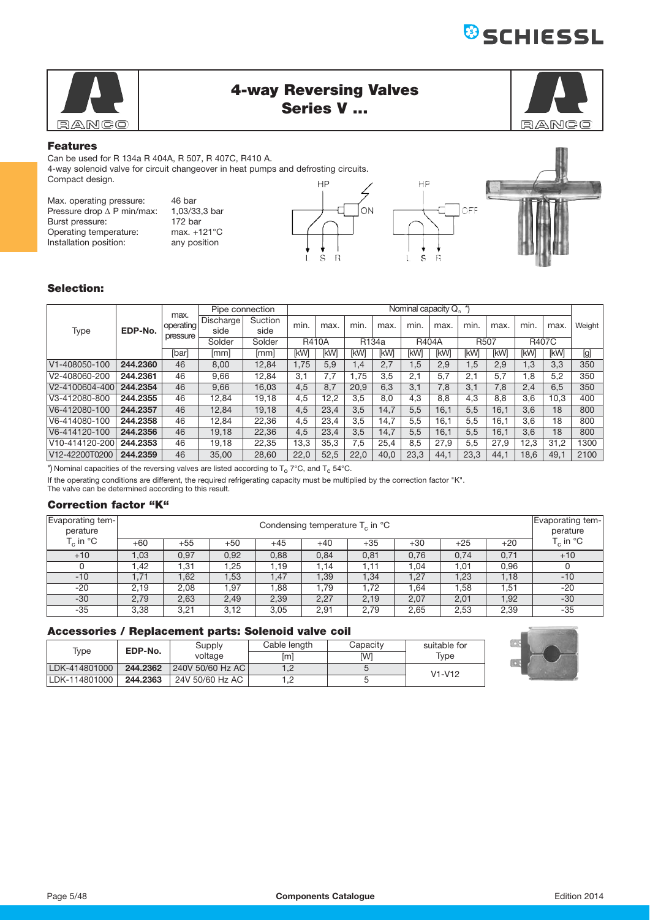# 4-way Reversing Valves
## Series V ...

### Features

Can be used for R 134a R 404A, R 507, R 407C, R410 A.
4-way solenoid valve for circuit changeover in heat pumps and defrosting circuits.
Compact design.

| | |
|---|---|
| Max. operating pressure: | 46 bar |
| Pressure drop Δ P min/max: | 1,03/33,3 bar |
| Burst pressure: | 172 bar |
| Operating temperature: | max. +121°C |
| Installation position: | any position |

HP
ON
L S R

HP
OFF
L S R

### Selection:

| Type | EDP-No. | max. operating pressure | Pipe connection | | Nominal capacity $Q_n$ *) | | | | | | | | | | Weight |
|---|---|---|---|---|---|---|---|---|---|---|---|---|---|---|---|
| | | | Discharge side | Suction side | min. | max. | min. | max. | min. | max. | min. | max. | min. | max. | |
| | | | Solder | Solder | R410A | | R134a | | R404A | | R507 | | R407C | | |
| | | [bar] | [mm] | [mm] | [kW] | [kW] | [kW] | [kW] | [kW] | [kW] | [kW] | [kW] | [kW] | [kW] | [g] |
| V1-408050-100 | **244.2360** | 46 | 8,00 | 12,84 | 1,75 | 5,9 | 1,4 | 2,7 | 1,5 | 2,9 | 1,5 | 2,9 | 1,3 | 3,3 | 350 |
| V2-408060-200 | **244.2361** | 46 | 9,66 | 12,84 | 3,1 | 7,7 | 1,75 | 3,5 | 2,1 | 5,7 | 2,1 | 5,7 | 1,8 | 5,2 | 350 |
| V2-4100604-400 | **244.2354** | 46 | 9,66 | 16,03 | 4,5 | 8,7 | 20,9 | 6,3 | 3,1 | 7,8 | 3,1 | 7,8 | 2,4 | 6,5 | 350 |
| V3-412080-800 | **244.2355** | 46 | 12,84 | 19,18 | 4,5 | 12,2 | 3,5 | 8,0 | 4,3 | 8,8 | 4,3 | 8,8 | 3,6 | 10,3 | 400 |
| V6-412080-100 | **244.2357** | 46 | 12,84 | 19,18 | 4,5 | 23,4 | 3,5 | 14,7 | 5,5 | 16,1 | 5,5 | 16,1 | 3,6 | 18 | 800 |
| V6-414080-100 | **244.2358** | 46 | 12,84 | 22,36 | 4,5 | 23,4 | 3,5 | 14,7 | 5,5 | 16,1 | 5,5 | 16,1 | 3,6 | 18 | 800 |
| V6-414120-100 | **244.2356** | 46 | 19,18 | 22,36 | 4,5 | 23,4 | 3,5 | 14,7 | 5,5 | 16,1 | 5,5 | 16,1 | 3,6 | 18 | 800 |
| V10-414120-200 | **244.2353** | 46 | 19,18 | 22,35 | 13,3 | 35,3 | 7,5 | 25,4 | 8,5 | 27,9 | 5,5 | 27,9 | 12,3 | 31,2 | 1300 |
| V12-42200T0200 | **244.2359** | 46 | 35,00 | 28,60 | 22,0 | 52,5 | 22,0 | 40,0 | 23,3 | 44,1 | 23,3 | 44,1 | 18,6 | 49,1 | 2100 |

*) Nominal capacities of the reversing valves are listed according to $T_o$ 7°C, and $T_c$ 54°C.

If the operating conditions are different, the required refrigerating capacity must be multiplied by the correction factor "K".
The valve can be determined according to this result.

### Correction factor "K"

| Evaporating temperature $T_c$ in °C | Condensing temperature $T_c$ in °C | | | | | | | | | Evaporating temperature $T_c$ in °C |
|---|---|---|---|---|---|---|---|---|---|---|
| | +60 | +55 | +50 | +45 | +40 | +35 | +30 | +25 | +20 | |
| +10 | 1,03 | 0,97 | 0,92 | 0,88 | 0,84 | 0,81 | 0,76 | 0,74 | 0,71 | +10 |
| 0 | 1,42 | 1,31 | 1,25 | 1,19 | 1,14 | 1,11 | 1,04 | 1,01 | 0,96 | 0 |
| -10 | 1,71 | 1,62 | 1,53 | 1,47 | 1,39 | 1,34 | 1,27 | 1,23 | 1,18 | -10 |
| -20 | 2,19 | 2,08 | 1,97 | 1,88 | 1,79 | 1,72 | 1,64 | 1,58 | 1,51 | -20 |
| -30 | 2,79 | 2,63 | 2,49 | 2,39 | 2,27 | 2,19 | 2,07 | 2,01 | 1,92 | -30 |
| -35 | 3,38 | 3,21 | 3,12 | 3,05 | 2,91 | 2,79 | 2,65 | 2,53 | 2,39 | -35 |

### Accessories / Replacement parts: Solenoid valve coil

| Type | EDP-No. | Supply voltage | Cable length | Capacity | suitable for Type |
|---|---|---|---|---|---|
| | | | [m] | [W] | |
| LDK-414801000 | **244.2362** | 240V 50/60 Hz AC | 1,2 | 5 | V1-V12 |
| LDK-114801000 | **244.2363** | 24V 50/60 Hz AC | 1,2 | 5 | |